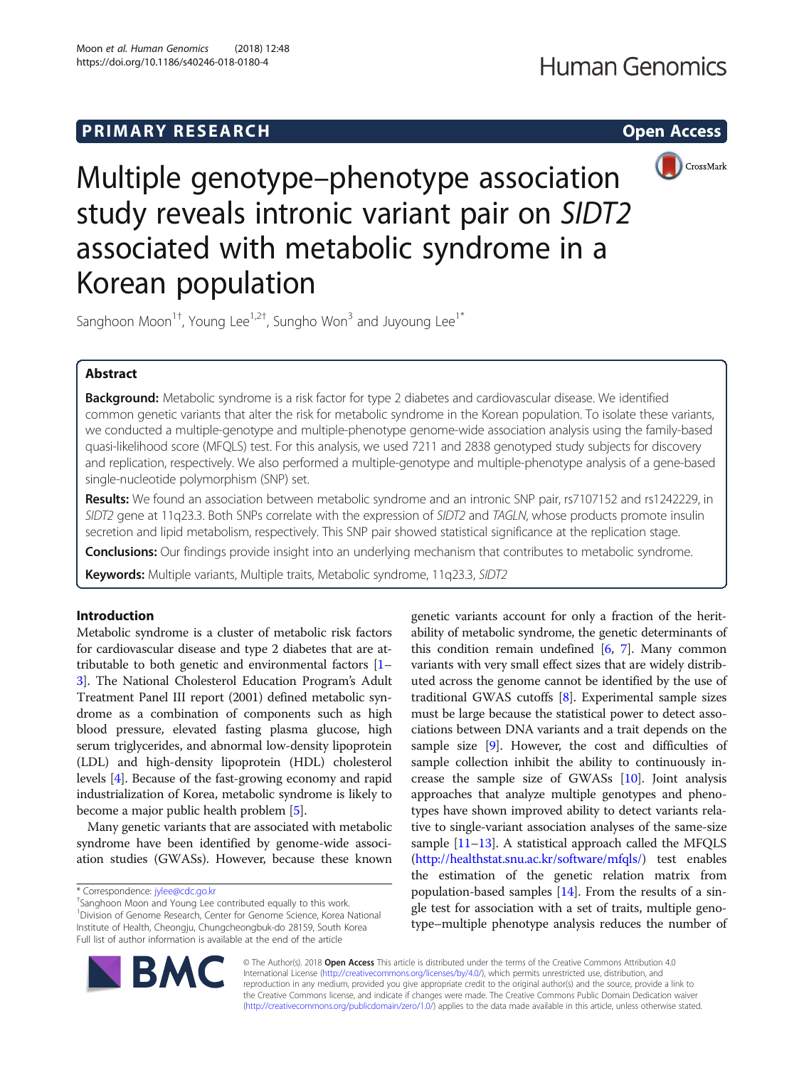PRIMARY RESEARCH

Open Access

# Multiple genotype–phenotype association study reveals intronic variant pair on *SIDT2* associated with metabolic syndrome in a Korean population

Sanghoon Moon[1†], Young Lee[1,2†], Sungho Won[3] and Juyoung Lee[1*]

## Abstract

**Background:** Metabolic syndrome is a risk factor for type 2 diabetes and cardiovascular disease. We identified common genetic variants that alter the risk for metabolic syndrome in the Korean population. To isolate these variants, we conducted a multiple-genotype and multiple-phenotype genome-wide association analysis using the family-based quasi-likelihood score (MFQLS) test. For this analysis, we used 7211 and 2838 genotyped study subjects for discovery and replication, respectively. We also performed a multiple-genotype and multiple-phenotype analysis of a gene-based single-nucleotide polymorphism (SNP) set.

**Results:** We found an association between metabolic syndrome and an intronic SNP pair, rs7107152 and rs1242229, in *SIDT2* gene at 11q23.3. Both SNPs correlate with the expression of *SIDT2* and *TAGLN*, whose products promote insulin secretion and lipid metabolism, respectively. This SNP pair showed statistical significance at the replication stage.

**Conclusions:** Our findings provide insight into an underlying mechanism that contributes to metabolic syndrome.

**Keywords:** Multiple variants, Multiple traits, Metabolic syndrome, 11q23.3, *SIDT2*

## Introduction

Metabolic syndrome is a cluster of metabolic risk factors for cardiovascular disease and type 2 diabetes that are attributable to both genetic and environmental factors [1–3]. The National Cholesterol Education Program's Adult Treatment Panel III report (2001) defined metabolic syndrome as a combination of components such as high blood pressure, elevated fasting plasma glucose, high serum triglycerides, and abnormal low-density lipoprotein (LDL) and high-density lipoprotein (HDL) cholesterol levels [4]. Because of the fast-growing economy and rapid industrialization of Korea, metabolic syndrome is likely to become a major public health problem [5].

Many genetic variants that are associated with metabolic syndrome have been identified by genome-wide association studies (GWASs). However, because these known genetic variants account for only a fraction of the heritability of metabolic syndrome, the genetic determinants of this condition remain undefined [6, 7]. Many common variants with very small effect sizes that are widely distributed across the genome cannot be identified by the use of traditional GWAS cutoffs [8]. Experimental sample sizes must be large because the statistical power to detect associations between DNA variants and a trait depends on the sample size [9]. However, the cost and difficulties of sample collection inhibit the ability to continuously increase the sample size of GWASs [10]. Joint analysis approaches that analyze multiple genotypes and phenotypes have shown improved ability to detect variants relative to single-variant association analyses of the same-size sample [11–13]. A statistical approach called the MFQLS (http://healthstat.snu.ac.kr/software/mfqls/) test enables the estimation of the genetic relation matrix from population-based samples [14]. From the results of a single test for association with a set of traits, multiple genotype–multiple phenotype analysis reduces the number of

\* Correspondence: jylee@cdc.go.kr

†Sanghoon Moon and Young Lee contributed equally to this work.

[1]Division of Genome Research, Center for Genome Science, Korea National Institute of Health, Cheongju, Chungcheongbuk-do 28159, South Korea

Full list of author information is available at the end of the article

© The Author(s). 2018 **Open Access** This article is distributed under the terms of the Creative Commons Attribution 4.0 International License (http://creativecommons.org/licenses/by/4.0/), which permits unrestricted use, distribution, and reproduction in any medium, provided you give appropriate credit to the original author(s) and the source, provide a link to the Creative Commons license, and indicate if changes were made. The Creative Commons Public Domain Dedication waiver (http://creativecommons.org/publicdomain/zero/1.0/) applies to the data made available in this article, unless otherwise stated.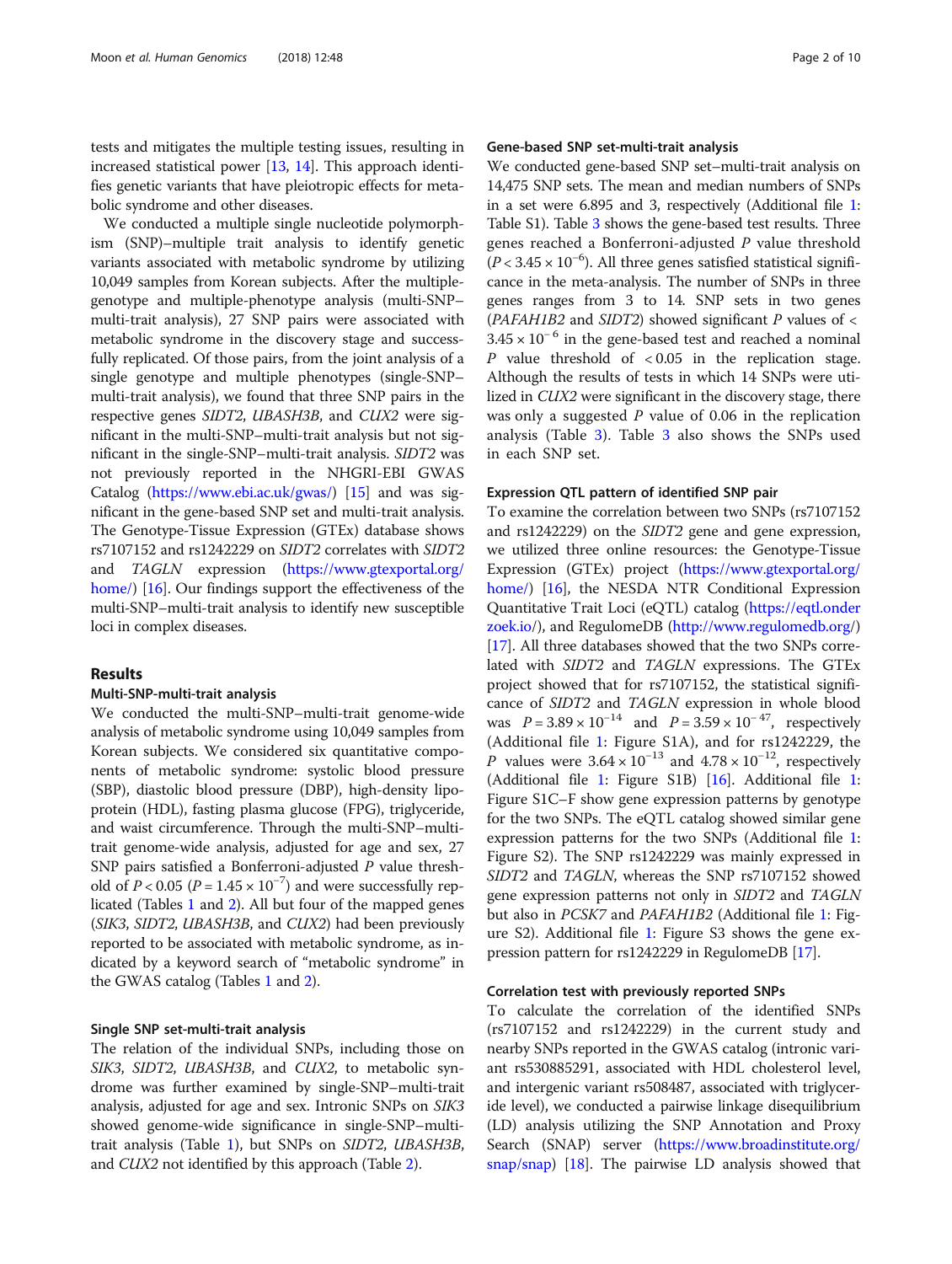tests and mitigates the multiple testing issues, resulting in increased statistical power [13, 14]. This approach identifies genetic variants that have pleiotropic effects for metabolic syndrome and other diseases.

We conducted a multiple single nucleotide polymorphism (SNP)–multiple trait analysis to identify genetic variants associated with metabolic syndrome by utilizing 10,049 samples from Korean subjects. After the multiple-genotype and multiple-phenotype analysis (multi-SNP–multi-trait analysis), 27 SNP pairs were associated with metabolic syndrome in the discovery stage and successfully replicated. Of those pairs, from the joint analysis of a single genotype and multiple phenotypes (single-SNP–multi-trait analysis), we found that three SNP pairs in the respective genes *SIDT2*, *UBASH3B*, and *CUX2* were significant in the multi-SNP–multi-trait analysis but not significant in the single-SNP–multi-trait analysis. *SIDT2* was not previously reported in the NHGRI-EBI GWAS Catalog (https://www.ebi.ac.uk/gwas/) [15] and was significant in the gene-based SNP set and multi-trait analysis. The Genotype-Tissue Expression (GTEx) database shows rs7107152 and rs1242229 on *SIDT2* correlates with *SIDT2* and *TAGLN* expression (https://www.gtexportal.org/home/) [16]. Our findings support the effectiveness of the multi-SNP–multi-trait analysis to identify new susceptible loci in complex diseases.

## Results

### Multi-SNP-multi-trait analysis

We conducted the multi-SNP–multi-trait genome-wide analysis of metabolic syndrome using 10,049 samples from Korean subjects. We considered six quantitative components of metabolic syndrome: systolic blood pressure (SBP), diastolic blood pressure (DBP), high-density lipoprotein (HDL), fasting plasma glucose (FPG), triglyceride, and waist circumference. Through the multi-SNP–multi-trait genome-wide analysis, adjusted for age and sex, 27 SNP pairs satisfied a Bonferroni-adjusted *P* value threshold of $P < 0.05$ ($P = 1.45 \times 10^{-7}$) and were successfully replicated (Tables 1 and 2). All but four of the mapped genes (*SIK3*, *SIDT2*, *UBASH3B*, and *CUX2*) had been previously reported to be associated with metabolic syndrome, as indicated by a keyword search of "metabolic syndrome" in the GWAS catalog (Tables 1 and 2).

### Single SNP set-multi-trait analysis

The relation of the individual SNPs, including those on *SIK3*, *SIDT2*, *UBASH3B*, and *CUX2*, to metabolic syndrome was further examined by single-SNP–multi-trait analysis, adjusted for age and sex. Intronic SNPs on *SIK3* showed genome-wide significance in single-SNP–multi-trait analysis (Table 1), but SNPs on *SIDT2*, *UBASH3B*, and *CUX2* not identified by this approach (Table 2).

### Gene-based SNP set-multi-trait analysis

We conducted gene-based SNP set–multi-trait analysis on 14,475 SNP sets. The mean and median numbers of SNPs in a set were 6.895 and 3, respectively (Additional file 1: Table S1). Table 3 shows the gene-based test results. Three genes reached a Bonferroni-adjusted *P* value threshold ($P < 3.45 \times 10^{-6}$). All three genes satisfied statistical significance in the meta-analysis. The number of SNPs in three genes ranges from 3 to 14. SNP sets in two genes (*PAFAH1B2* and *SIDT2*) showed significant *P* values of $< 3.45 \times 10^{-6}$ in the gene-based test and reached a nominal *P* value threshold of $< 0.05$ in the replication stage. Although the results of tests in which 14 SNPs were utilized in *CUX2* were significant in the discovery stage, there was only a suggested *P* value of 0.06 in the replication analysis (Table 3). Table 3 also shows the SNPs used in each SNP set.

### Expression QTL pattern of identified SNP pair

To examine the correlation between two SNPs (rs7107152 and rs1242229) on the *SIDT2* gene and gene expression, we utilized three online resources: the Genotype-Tissue Expression (GTEx) project (https://www.gtexportal.org/home/) [16], the NESDA NTR Conditional Expression Quantitative Trait Loci (eQTL) catalog (https://eqtl.onderzoek.io/), and RegulomeDB (http://www.regulomedb.org/) [17]. All three databases showed that the two SNPs correlated with *SIDT2* and *TAGLN* expressions. The GTEx project showed that for rs7107152, the statistical significance of *SIDT2* and *TAGLN* expression in whole blood was $P = 3.89 \times 10^{-14}$ and $P = 3.59 \times 10^{-47}$, respectively (Additional file 1: Figure S1A), and for rs1242229, the *P* values were $3.64 \times 10^{-13}$ and $4.78 \times 10^{-12}$, respectively (Additional file 1: Figure S1B) [16]. Additional file 1: Figure S1C–F show gene expression patterns by genotype for the two SNPs. The eQTL catalog showed similar gene expression patterns for the two SNPs (Additional file 1: Figure S2). The SNP rs1242229 was mainly expressed in *SIDT2* and *TAGLN*, whereas the SNP rs7107152 showed gene expression patterns not only in *SIDT2* and *TAGLN* but also in *PCSK7* and *PAFAH1B2* (Additional file 1: Figure S2). Additional file 1: Figure S3 shows the gene expression pattern for rs1242229 in RegulomeDB [17].

### Correlation test with previously reported SNPs

To calculate the correlation of the identified SNPs (rs7107152 and rs1242229) in the current study and nearby SNPs reported in the GWAS catalog (intronic variant rs530885291, associated with HDL cholesterol level, and intergenic variant rs508487, associated with triglyceride level), we conducted a pairwise linkage disequilibrium (LD) analysis utilizing the SNP Annotation and Proxy Search (SNAP) server (https://www.broadinstitute.org/snap/snap) [18]. The pairwise LD analysis showed that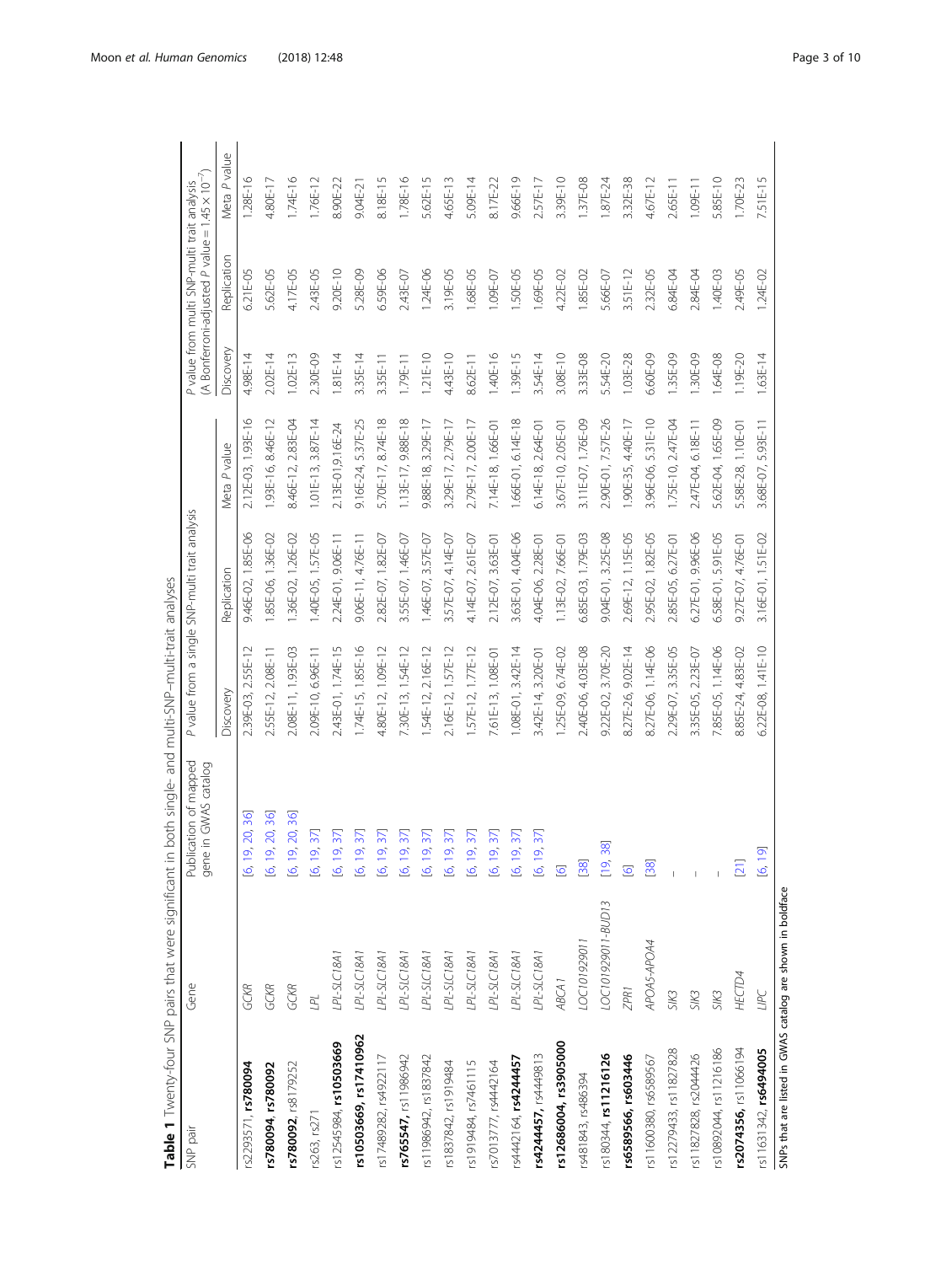**Table 1** Twenty-four SNP pairs that were significant in both single- and multi-SNP–multi-trait analyses

| SNP pair | Gene | Publication of mapped gene in GWAS catalog | P value from a single SNP-multi trait analysis | | | P value from multi SNP-multi trait analysis (A Bonferroni-adjusted P value = $1.45 \times 10^{-7}$) | | |
|---|---|---|---|---|---|---|---|---|
| | | | Discovery | Replication | Meta P value | Discovery | Replication | Meta P value |
| rs2293571, **rs780094** | *GCKR* | [6, 19, 20, 36] | 2.39E-03, 2.55E-12 | 9.46E-02, 1.85E-06 | 2.12E-03, 1.93E-16 | 4.98E-14 | 6.21E-05 | 1.28E-16 |
| **rs780094**, **rs780092** | *GCKR* | [6, 19, 20, 36] | 2.55E-12, 2.08E-11 | 1.85E-06, 1.36E-02 | 1.93E-16, 8.46E-12 | 2.02E-14 | 5.62E-05 | 4.80E-17 |
| **rs780092**, rs8179252 | *GCKR* | [6, 19, 20, 36] | 2.08E-11, 1.93E-03 | 1.36E-02, 1.26E-02 | 8.46E-12, 2.83E-04 | 1.02E-13 | 4.17E-05 | 1.74E-16 |
| rs263, rs271 | *LPL* | [6, 19, 37] | 2.09E-10, 6.96E-11 | 1.40E-05, 1.57E-05 | 1.01E-13, 3.87E-14 | 2.30E-09 | 2.43E-05 | 1.76E-12 |
| rs12545984, **rs10503669** | *LPL-SLC18A1* | [6, 19, 37] | 2.43E-01, 1.74E-15 | 2.24E-01, 9.06E-11 | 2.13E-01,9.16E-24 | 1.81E-14 | 9.20E-10 | 8.90E-22 |
| **rs10503669**, **rs17410962** | *LPL-SLC18A1* | [6, 19, 37] | 1.74E-15, 1.85E-16 | 9.06E-11, 4.76E-11 | 9.16E-24, 5.37E-25 | 3.35E-14 | 5.28E-09 | 9.04E-21 |
| rs17489282, rs4922117 | *LPL-SLC18A1* | [6, 19, 37] | 4.80E-12, 1.09E-12 | 2.82E-07, 1.82E-07 | 5.70E-17, 8.74E-18 | 3.35E-11 | 6.59E-06 | 8.18E-15 |
| **rs765547**, rs11986942 | *LPL-SLC18A1* | [6, 19, 37] | 7.30E-13, 1.54E-12 | 3.55E-07, 1.46E-07 | 1.13E-17, 9.88E-18 | 1.79E-11 | 2.43E-07 | 1.78E-16 |
| rs11986942, rs1837842 | *LPL-SLC18A1* | [6, 19, 37] | 1.54E-12, 2.16E-12 | 1.46E-07, 3.57E-07 | 9.88E-18, 3.29E-17 | 1.21E-10 | 1.24E-06 | 5.62E-15 |
| rs1837842, rs1919484 | *LPL-SLC18A1* | [6, 19, 37] | 2.16E-12, 1.57E-12 | 3.57E-07, 4.14E-07 | 3.29E-17, 2.79E-17 | 4.43E-10 | 3.19E-05 | 4.65E-13 |
| rs1919484, rs7461115 | *LPL-SLC18A1* | [6, 19, 37] | 1.57E-12, 1.77E-12 | 4.14E-07, 2.61E-07 | 2.79E-17, 2.00E-17 | 8.62E-11 | 1.68E-05 | 5.09E-14 |
| rs7013777, rs4442164 | *LPL-SLC18A1* | [6, 19, 37] | 7.61E-13, 1.08E-01 | 2.12E-07, 3.63E-01 | 7.14E-18, 1.66E-01 | 1.40E-16 | 1.09E-07 | 8.17E-22 |
| rs4442164, **rs4244457** | *LPL-SLC18A1* | [6, 19, 37] | 1.08E-01, 3.42E-14 | 3.63E-01, 4.04E-06 | 1.66E-01, 6.14E-18 | 1.39E-15 | 1.50E-05 | 9.66E-19 |
| **rs4244457**, rs4449813 | *LPL-SLC18A1* | [6, 19, 37] | 3.42E-14, 3.20E-01 | 4.04E-06, 2.28E-01 | 6.14E-18, 2.64E-01 | 3.54E-14 | 1.69E-05 | 2.57E-17 |
| **rs12686004**, **rs3905000** | *ABCA1* | [6] | 1.25E-09, 6.74E-02 | 1.13E-02, 7.66E-01 | 3.67E-10, 2.05E-01 | 3.08E-10 | 4.22E-02 | 3.39E-10 |
| rs481843, rs486394 | *LOC101929011* | [38] | 2.40E-06, 4.03E-08 | 6.85E-03, 1.79E-03 | 3.11E-07, 1.76E-09 | 3.33E-08 | 1.85E-02 | 1.37E-08 |
| rs180344, **rs11216126** | *LOC101929011-BUD13* | [19, 38] | 9.22E-02, 3.70E-20 | 9.04E-01, 3.25E-08 | 2.90E-01, 7.57E-26 | 5.54E-20 | 5.66E-07 | 1.87E-24 |
| **rs6589566**, **rs603446** | *ZPR1* | [6] | 8.27E-26, 9.02E-14 | 2.69E-12, 1.15E-05 | 1.90E-35, 4.40E-17 | 1.03E-28 | 3.51E-12 | 3.32E-38 |
| rs11600380, rs6589567 | *APOA5-APOA4* | [38] | 8.27E-06, 1.14E-06 | 2.95E-02, 1.82E-05 | 3.96E-06, 5.31E-10 | 6.60E-09 | 2.32E-05 | 4.67E-12 |
| rs12279433, rs11827828 | *SIK3* | – | 2.29E-07, 3.35E-05 | 2.85E-05, 6.27E-01 | 1.75E-10, 2.47E-04 | 1.35E-09 | 6.84E-04 | 2.65E-11 |
| rs11827828, rs2044426 | *SIK3* | – | 3.35E-05, 2.23E-07 | 6.27E-01, 9.96E-06 | 2.47E-04, 6.18E-11 | 1.30E-09 | 2.84E-04 | 1.09E-11 |
| rs10892044, rs11216186 | *SIK3* | – | 7.85E-05, 1.14E-06 | 6.58E-01, 5.91E-05 | 5.62E-04, 1.65E-09 | 1.64E-08 | 1.40E-03 | 5.85E-10 |
| **rs2074356**, rs11066194 | *HECTD4* | [21] | 8.85E-24, 4.83E-02 | 9.27E-07, 4.76E-01 | 5.58E-28, 1.10E-01 | 1.19E-20 | 2.49E-05 | 1.70E-23 |
| rs11631342, **rs6494005** | *LIPC* | [6, 19] | 6.22E-08, 1.41E-10 | 3.16E-01, 1.51E-02 | 3.68E-07, 5.93E-11 | 1.63E-14 | 1.24E-02 | 7.51E-15 |

SNPs that are listed in GWAS catalog are shown in boldface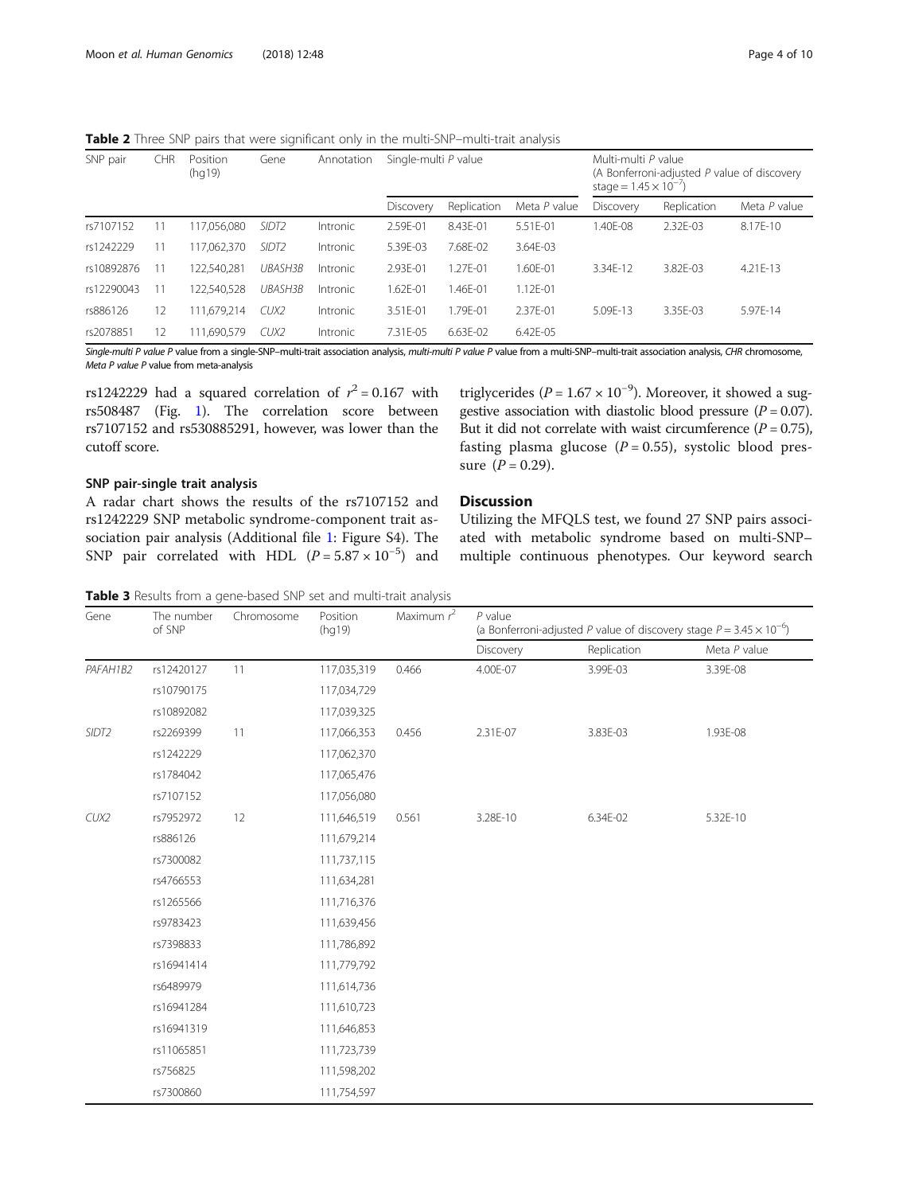**Table 2** Three SNP pairs that were significant only in the multi-SNP–multi-trait analysis

| SNP pair | CHR | Position (hg19) | Gene | Annotation | Single-multi *P* value | | | Multi-multi *P* value (A Bonferroni-adjusted *P* value of discovery stage = $1.45 \times 10^{-7}$) | | |
|---|---|---|---|---|---|---|---|---|---|---|
| | | | | | Discovery | Replication | Meta *P* value | Discovery | Replication | Meta *P* value |
| rs7107152 | 11 | 117,056,080 | *SIDT2* | Intronic | 2.59E-01 | 8.43E-01 | 5.51E-01 | 1.40E-08 | 2.32E-03 | 8.17E-10 |
| rs1242229 | 11 | 117,062,370 | *SIDT2* | Intronic | 5.39E-03 | 7.68E-02 | 3.64E-03 | | | |
| rs10892876 | 11 | 122,540,281 | *UBASH3B* | Intronic | 2.93E-01 | 1.27E-01 | 1.60E-01 | 3.34E-12 | 3.82E-03 | 4.21E-13 |
| rs12290043 | 11 | 122,540,528 | *UBASH3B* | Intronic | 1.62E-01 | 1.46E-01 | 1.12E-01 | | | |
| rs886126 | 12 | 111,679,214 | *CUX2* | Intronic | 3.51E-01 | 1.79E-01 | 2.37E-01 | 5.09E-13 | 3.35E-03 | 5.97E-14 |
| rs2078851 | 12 | 111,690,579 | *CUX2* | Intronic | 7.31E-05 | 6.63E-02 | 6.42E-05 | | | |

*Single-multi P value* *P* value from a single-SNP–multi-trait association analysis, *multi-multi P value* *P* value from a multi-SNP–multi-trait association analysis, *CHR* chromosome, *Meta P value* *P* value from meta-analysis

rs1242229 had a squared correlation of $r^2 = 0.167$ with rs508487 (Fig. 1). The correlation score between rs7107152 and rs530885291, however, was lower than the cutoff score.

### SNP pair-single trait analysis

A radar chart shows the results of the rs7107152 and rs1242229 SNP metabolic syndrome-component trait association pair analysis (Additional file 1: Figure S4). The SNP pair correlated with HDL ($P = 5.87 \times 10^{-5}$) and triglycerides ($P = 1.67 \times 10^{-9}$). Moreover, it showed a suggestive association with diastolic blood pressure ($P = 0.07$). But it did not correlate with waist circumference ($P = 0.75$), fasting plasma glucose ($P = 0.55$), systolic blood pressure ($P = 0.29$).

## Discussion

Utilizing the MFQLS test, we found 27 SNP pairs associated with metabolic syndrome based on multi-SNP–multiple continuous phenotypes. Our keyword search

**Table 3** Results from a gene-based SNP set and multi-trait analysis

| Gene | The number of SNP | Chromosome | Position (hg19) | Maximum $r^2$ | *P* value (a Bonferroni-adjusted *P* value of discovery stage $P = 3.45 \times 10^{-6}$) | | |
|---|---|---|---|---|---|---|---|
| | | | | | Discovery | Replication | Meta *P* value |
| *PAFAH1B2* | rs12420127 | 11 | 117,035,319 | 0.466 | 4.00E-07 | 3.99E-03 | 3.39E-08 |
| | rs10790175 | | 117,034,729 | | | | |
| | rs10892082 | | 117,039,325 | | | | |
| *SIDT2* | rs2269399 | 11 | 117,066,353 | 0.456 | 2.31E-07 | 3.83E-03 | 1.93E-08 |
| | rs1242229 | | 117,062,370 | | | | |
| | rs1784042 | | 117,065,476 | | | | |
| | rs7107152 | | 117,056,080 | | | | |
| *CUX2* | rs7952972 | 12 | 111,646,519 | 0.561 | 3.28E-10 | 6.34E-02 | 5.32E-10 |
| | rs886126 | | 111,679,214 | | | | |
| | rs7300082 | | 111,737,115 | | | | |
| | rs4766553 | | 111,634,281 | | | | |
| | rs1265566 | | 111,716,376 | | | | |
| | rs9783423 | | 111,639,456 | | | | |
| | rs7398833 | | 111,786,892 | | | | |
| | rs16941414 | | 111,779,792 | | | | |
| | rs6489979 | | 111,614,736 | | | | |
| | rs16941284 | | 111,610,723 | | | | |
| | rs16941319 | | 111,646,853 | | | | |
| | rs11065851 | | 111,723,739 | | | | |
| | rs756825 | | 111,598,202 | | | | |
| | rs7300860 | | 111,754,597 | | | | |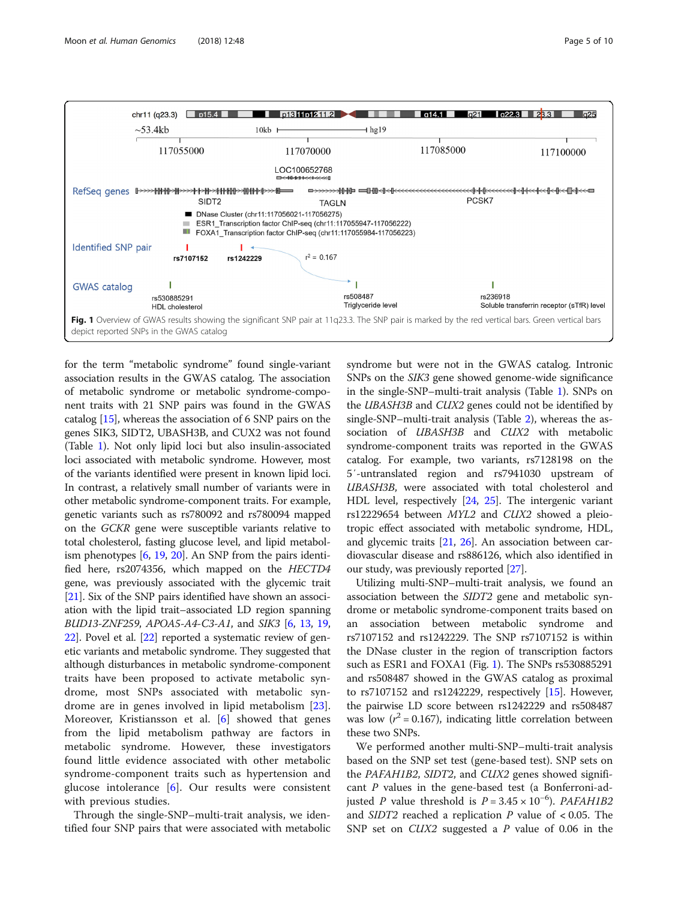**Fig. 1** Overview of GWAS results showing the significant SNP pair at 11q23.3. The SNP pair is marked by the red vertical bars. Green vertical bars depict reported SNPs in the GWAS catalog

for the term "metabolic syndrome" found single-variant association results in the GWAS catalog. The association of metabolic syndrome or metabolic syndrome-component traits with 21 SNP pairs was found in the GWAS catalog [15], whereas the association of 6 SNP pairs on the genes SIK3, SIDT2, UBASH3B, and CUX2 was not found (Table 1). Not only lipid loci but also insulin-associated loci associated with metabolic syndrome. However, most of the variants identified were present in known lipid loci. In contrast, a relatively small number of variants were in other metabolic syndrome-component traits. For example, genetic variants such as rs780092 and rs780094 mapped on the *GCKR* gene were susceptible variants relative to total cholesterol, fasting glucose level, and lipid metabolism phenotypes [6, 19, 20]. An SNP from the pairs identified here, rs2074356, which mapped on the *HECTD4* gene, was previously associated with the glycemic trait [21]. Six of the SNP pairs identified have shown an association with the lipid trait–associated LD region spanning *BUD13-ZNF259*, *APOA5-A4-C3-A1*, and *SIK3* [6, 13, 19, 22]. Povel et al. [22] reported a systematic review of genetic variants and metabolic syndrome. They suggested that although disturbances in metabolic syndrome-component traits have been proposed to activate metabolic syndrome, most SNPs associated with metabolic syndrome are in genes involved in lipid metabolism [23]. Moreover, Kristiansson et al. [6] showed that genes from the lipid metabolism pathway are factors in metabolic syndrome. However, these investigators found little evidence associated with other metabolic syndrome-component traits such as hypertension and glucose intolerance [6]. Our results were consistent with previous studies.

Through the single-SNP–multi-trait analysis, we identified four SNP pairs that were associated with metabolic syndrome but were not in the GWAS catalog. Intronic SNPs on the *SIK3* gene showed genome-wide significance in the single-SNP–multi-trait analysis (Table 1). SNPs on the *UBASH3B* and *CUX2* genes could not be identified by single-SNP–multi-trait analysis (Table 2), whereas the association of *UBASH3B* and *CUX2* with metabolic syndrome-component traits was reported in the GWAS catalog. For example, two variants, rs7128198 on the 5′-untranslated region and rs7941030 upstream of *UBASH3B*, were associated with total cholesterol and HDL level, respectively [24, 25]. The intergenic variant rs12229654 between *MYL2* and *CUX2* showed a pleiotropic effect associated with metabolic syndrome, HDL, and glycemic traits [21, 26]. An association between cardiovascular disease and rs886126, which also identified in our study, was previously reported [27].

Utilizing multi-SNP–multi-trait analysis, we found an association between the *SIDT2* gene and metabolic syndrome or metabolic syndrome-component traits based on an association between metabolic syndrome and rs7107152 and rs1242229. The SNP rs7107152 is within the DNase cluster in the region of transcription factors such as ESR1 and FOXA1 (Fig. 1). The SNPs rs530885291 and rs508487 showed in the GWAS catalog as proximal to rs7107152 and rs1242229, respectively [15]. However, the pairwise LD score between rs1242229 and rs508487 was low ($r^2 = 0.167$), indicating little correlation between these two SNPs.

We performed another multi-SNP–multi-trait analysis based on the SNP set test (gene-based test). SNP sets on the *PAFAH1B2*, *SIDT2*, and *CUX2* genes showed significant *P* values in the gene-based test (a Bonferroni-adjusted *P* value threshold is $P = 3.45 \times 10^{-6}$). *PAFAH1B2* and *SIDT2* reached a replication *P* value of < 0.05. The SNP set on *CUX2* suggested a *P* value of 0.06 in the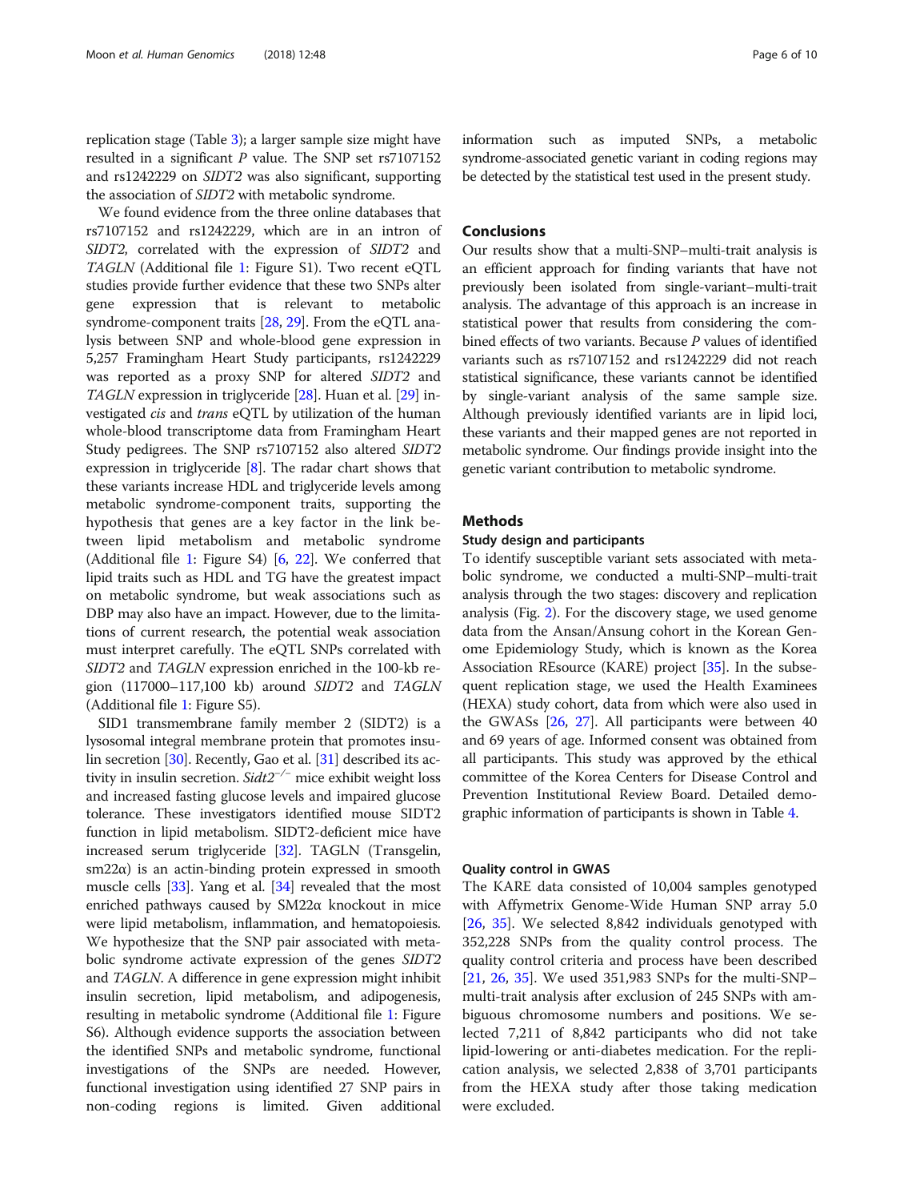replication stage (Table 3); a larger sample size might have resulted in a significant *P* value. The SNP set rs7107152 and rs1242229 on *SIDT2* was also significant, supporting the association of *SIDT2* with metabolic syndrome.

We found evidence from the three online databases that rs7107152 and rs1242229, which are in an intron of *SIDT2*, correlated with the expression of *SIDT2* and *TAGLN* (Additional file 1: Figure S1). Two recent eQTL studies provide further evidence that these two SNPs alter gene expression that is relevant to metabolic syndrome-component traits [28, 29]. From the eQTL analysis between SNP and whole-blood gene expression in 5,257 Framingham Heart Study participants, rs1242229 was reported as a proxy SNP for altered *SIDT2* and *TAGLN* expression in triglyceride [28]. Huan et al. [29] investigated *cis* and *trans* eQTL by utilization of the human whole-blood transcriptome data from Framingham Heart Study pedigrees. The SNP rs7107152 also altered *SIDT2* expression in triglyceride [8]. The radar chart shows that these variants increase HDL and triglyceride levels among metabolic syndrome-component traits, supporting the hypothesis that genes are a key factor in the link between lipid metabolism and metabolic syndrome (Additional file 1: Figure S4) [6, 22]. We conferred that lipid traits such as HDL and TG have the greatest impact on metabolic syndrome, but weak associations such as DBP may also have an impact. However, due to the limitations of current research, the potential weak association must interpret carefully. The eQTL SNPs correlated with *SIDT2* and *TAGLN* expression enriched in the 100-kb region (117000–117,100 kb) around *SIDT2* and *TAGLN* (Additional file 1: Figure S5).

SID1 transmembrane family member 2 (SIDT2) is a lysosomal integral membrane protein that promotes insulin secretion [30]. Recently, Gao et al. [31] described its activity in insulin secretion. *Sidt2*$^{-/-}$ mice exhibit weight loss and increased fasting glucose levels and impaired glucose tolerance. These investigators identified mouse SIDT2 function in lipid metabolism. SIDT2-deficient mice have increased serum triglyceride [32]. TAGLN (Transgelin, sm22α) is an actin-binding protein expressed in smooth muscle cells [33]. Yang et al. [34] revealed that the most enriched pathways caused by SM22α knockout in mice were lipid metabolism, inflammation, and hematopoiesis. We hypothesize that the SNP pair associated with metabolic syndrome activate expression of the genes *SIDT2* and *TAGLN*. A difference in gene expression might inhibit insulin secretion, lipid metabolism, and adipogenesis, resulting in metabolic syndrome (Additional file 1: Figure S6). Although evidence supports the association between the identified SNPs and metabolic syndrome, functional investigations of the SNPs are needed. However, functional investigation using identified 27 SNP pairs in non-coding regions is limited. Given additional information such as imputed SNPs, a metabolic syndrome-associated genetic variant in coding regions may be detected by the statistical test used in the present study.

## Conclusions

Our results show that a multi-SNP–multi-trait analysis is an efficient approach for finding variants that have not previously been isolated from single-variant–multi-trait analysis. The advantage of this approach is an increase in statistical power that results from considering the combined effects of two variants. Because *P* values of identified variants such as rs7107152 and rs1242229 did not reach statistical significance, these variants cannot be identified by single-variant analysis of the same sample size. Although previously identified variants are in lipid loci, these variants and their mapped genes are not reported in metabolic syndrome. Our findings provide insight into the genetic variant contribution to metabolic syndrome.

## Methods

### Study design and participants

To identify susceptible variant sets associated with metabolic syndrome, we conducted a multi-SNP–multi-trait analysis through the two stages: discovery and replication analysis (Fig. 2). For the discovery stage, we used genome data from the Ansan/Ansung cohort in the Korean Genome Epidemiology Study, which is known as the Korea Association REsource (KARE) project [35]. In the subsequent replication stage, we used the Health Examinees (HEXA) study cohort, data from which were also used in the GWASs [26, 27]. All participants were between 40 and 69 years of age. Informed consent was obtained from all participants. This study was approved by the ethical committee of the Korea Centers for Disease Control and Prevention Institutional Review Board. Detailed demographic information of participants is shown in Table 4.

### Quality control in GWAS

The KARE data consisted of 10,004 samples genotyped with Affymetrix Genome-Wide Human SNP array 5.0 [26, 35]. We selected 8,842 individuals genotyped with 352,228 SNPs from the quality control process. The quality control criteria and process have been described [21, 26, 35]. We used 351,983 SNPs for the multi-SNP–multi-trait analysis after exclusion of 245 SNPs with ambiguous chromosome numbers and positions. We selected 7,211 of 8,842 participants who did not take lipid-lowering or anti-diabetes medication. For the replication analysis, we selected 2,838 of 3,701 participants from the HEXA study after those taking medication were excluded.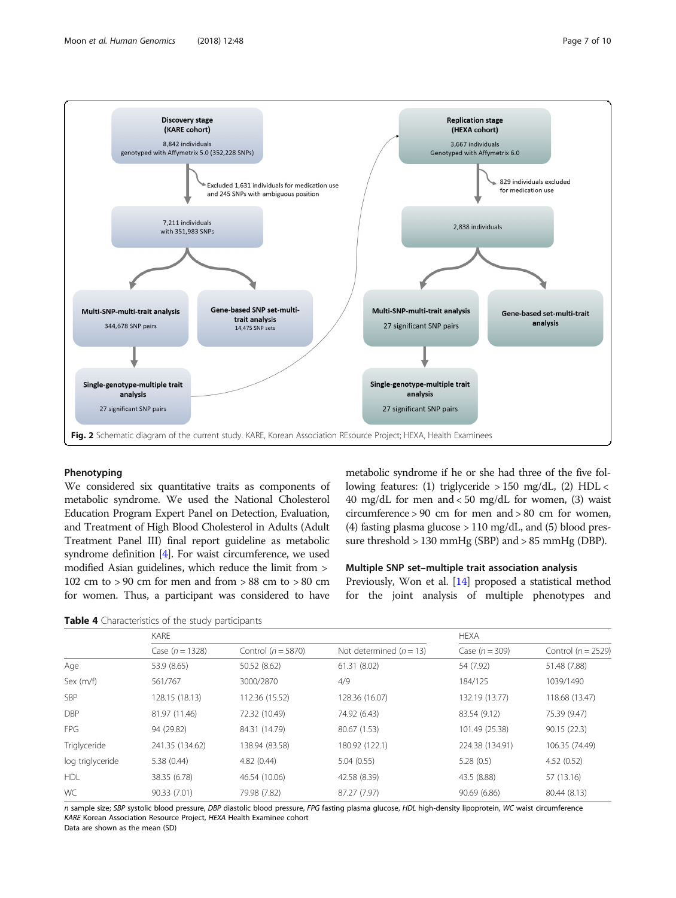Discovery stage (KARE cohort)
8,842 individuals
genotyped with Affymetrix 5.0 (352,228 SNPs)

Excluded 1,631 individuals for medication use and 245 SNPs with ambiguous position

7,211 individuals with 351,983 SNPs

Multi-SNP-multi-trait analysis
344,678 SNP pairs

Gene-based SNP set-multi-trait analysis
14,475 SNP sets

Single-genotype-multiple trait analysis
27 significant SNP pairs

Replication stage (HEXA cohort)
3,667 individuals
Genotyped with Affymetrix 6.0

829 individuals excluded for medication use

2,838 individuals

Multi-SNP-multi-trait analysis
27 significant SNP pairs

Gene-based set-multi-trait analysis

Single-genotype-multiple trait analysis
27 significant SNP pairs

**Fig. 2** Schematic diagram of the current study. KARE, Korean Association REsource Project; HEXA, Health Examinees

### Phenotyping

We considered six quantitative traits as components of metabolic syndrome. We used the National Cholesterol Education Program Expert Panel on Detection, Evaluation, and Treatment of High Blood Cholesterol in Adults (Adult Treatment Panel III) final report guideline as metabolic syndrome definition [4]. For waist circumference, we used modified Asian guidelines, which reduce the limit from > 102 cm to > 90 cm for men and from > 88 cm to > 80 cm for women. Thus, a participant was considered to have metabolic syndrome if he or she had three of the five following features: (1) triglyceride > 150 mg/dL, (2) HDL < 40 mg/dL for men and < 50 mg/dL for women, (3) waist circumference > 90 cm for men and > 80 cm for women, (4) fasting plasma glucose > 110 mg/dL, and (5) blood pressure threshold > 130 mmHg (SBP) and > 85 mmHg (DBP).

### Multiple SNP set–multiple trait association analysis

Previously, Won et al. [14] proposed a statistical method for the joint analysis of multiple phenotypes and

**Table 4** Characteristics of the study participants

| | KARE | | | HEXA | |
|---|---|---|---|---|---|
| | Case (n = 1328) | Control (n = 5870) | Not determined (n = 13) | Case (n = 309) | Control (n = 2529) |
| Age | 53.9 (8.65) | 50.52 (8.62) | 61.31 (8.02) | 54 (7.92) | 51.48 (7.88) |
| Sex (m/f) | 561/767 | 3000/2870 | 4/9 | 184/125 | 1039/1490 |
| SBP | 128.15 (18.13) | 112.36 (15.52) | 128.36 (16.07) | 132.19 (13.77) | 118.68 (13.47) |
| DBP | 81.97 (11.46) | 72.32 (10.49) | 74.92 (6.43) | 83.54 (9.12) | 75.39 (9.47) |
| FPG | 94 (29.82) | 84.31 (14.79) | 80.67 (1.53) | 101.49 (25.38) | 90.15 (22.3) |
| Triglyceride | 241.35 (134.62) | 138.94 (83.58) | 180.92 (122.1) | 224.38 (134.91) | 106.35 (74.49) |
| log triglyceride | 5.38 (0.44) | 4.82 (0.44) | 5.04 (0.55) | 5.28 (0.5) | 4.52 (0.52) |
| HDL | 38.35 (6.78) | 46.54 (10.06) | 42.58 (8.39) | 43.5 (8.88) | 57 (13.16) |
| WC | 90.33 (7.01) | 79.98 (7.82) | 87.27 (7.97) | 90.69 (6.86) | 80.44 (8.13) |

*n* sample size; *SBP* systolic blood pressure, *DBP* diastolic blood pressure, *FPG* fasting plasma glucose, *HDL* high-density lipoprotein, *WC* waist circumference
*KARE* Korean Association Resource Project, *HEXA* Health Examinee cohort
Data are shown as the mean (SD)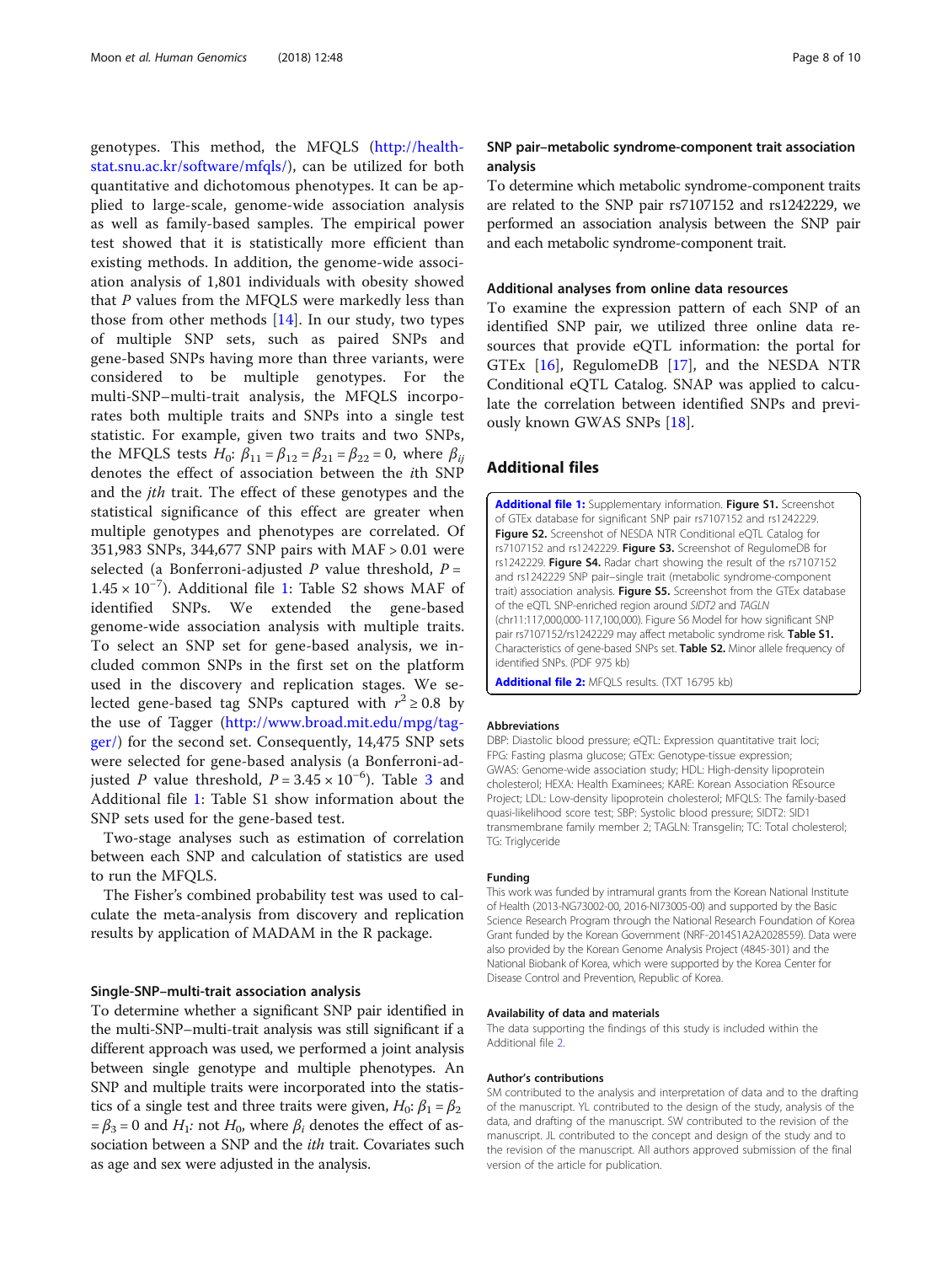genotypes. This method, the MFQLS (http://health-stat.snu.ac.kr/software/mfqls/), can be utilized for both quantitative and dichotomous phenotypes. It can be applied to large-scale, genome-wide association analysis as well as family-based samples. The empirical power test showed that it is statistically more efficient than existing methods. In addition, the genome-wide association analysis of 1,801 individuals with obesity showed that *P* values from the MFQLS were markedly less than those from other methods [14]. In our study, two types of multiple SNP sets, such as paired SNPs and gene-based SNPs having more than three variants, were considered to be multiple genotypes. For the multi-SNP–multi-trait analysis, the MFQLS incorporates both multiple traits and SNPs into a single test statistic. For example, given two traits and two SNPs, the MFQLS tests $H_0$: $\beta_{11} = \beta_{12} = \beta_{21} = \beta_{22} = 0$, where $\beta_{ij}$ denotes the effect of association between the *i*th SNP and the *j*th trait. The effect of these genotypes and the statistical significance of this effect are greater when multiple genotypes and phenotypes are correlated. Of 351,983 SNPs, 344,677 SNP pairs with MAF > 0.01 were selected (a Bonferroni-adjusted *P* value threshold, $P = 1.45 \times 10^{-7}$). Additional file 1: Table S2 shows MAF of identified SNPs. We extended the gene-based genome-wide association analysis with multiple traits. To select an SNP set for gene-based analysis, we included common SNPs in the first set on the platform used in the discovery and replication stages. We selected gene-based tag SNPs captured with $r^2 \geq 0.8$ by the use of Tagger (http://www.broad.mit.edu/mpg/tagger/) for the second set. Consequently, 14,475 SNP sets were selected for gene-based analysis (a Bonferroni-adjusted *P* value threshold, $P = 3.45 \times 10^{-6}$). Table 3 and Additional file 1: Table S1 show information about the SNP sets used for the gene-based test.

Two-stage analyses such as estimation of correlation between each SNP and calculation of statistics are used to run the MFQLS.

The Fisher's combined probability test was used to calculate the meta-analysis from discovery and replication results by application of MADAM in the R package.

### Single-SNP–multi-trait association analysis

To determine whether a significant SNP pair identified in the multi-SNP–multi-trait analysis was still significant if a different approach was used, we performed a joint analysis between single genotype and multiple phenotypes. An SNP and multiple traits were incorporated into the statistics of a single test and three traits were given, $H_0$: $\beta_1 = \beta_2 = \beta_3 = 0$ and $H_1$: not $H_0$, where $\beta_i$ denotes the effect of association between a SNP and the *ith* trait. Covariates such as age and sex were adjusted in the analysis.

### SNP pair–metabolic syndrome-component trait association analysis

To determine which metabolic syndrome-component traits are related to the SNP pair rs7107152 and rs1242229, we performed an association analysis between the SNP pair and each metabolic syndrome-component trait.

### Additional analyses from online data resources

To examine the expression pattern of each SNP of an identified SNP pair, we utilized three online data resources that provide eQTL information: the portal for GTEx [16], RegulomeDB [17], and the NESDA NTR Conditional eQTL Catalog. SNAP was applied to calculate the correlation between identified SNPs and previously known GWAS SNPs [18].

## Additional files

**Additional file 1:** Supplementary information. **Figure S1.** Screenshot of GTEx database for significant SNP pair rs7107152 and rs1242229. **Figure S2.** Screenshot of NESDA NTR Conditional eQTL Catalog for rs7107152 and rs1242229. **Figure S3.** Screenshot of RegulomeDB for rs1242229. **Figure S4.** Radar chart showing the result of the rs7107152 and rs1242229 SNP pair–single trait (metabolic syndrome-component trait) association analysis. **Figure S5.** Screenshot from the GTEx database of the eQTL SNP-enriched region around *SIDT2* and *TAGLN* (chr11:117,000,000-117,100,000). Figure S6 Model for how significant SNP pair rs7107152/rs1242229 may affect metabolic syndrome risk. **Table S1.** Characteristics of gene-based SNPs set. **Table S2.** Minor allele frequency of identified SNPs. (PDF 975 kb)

**Additional file 2:** MFQLS results. (TXT 16795 kb)

### Abbreviations

DBP: Diastolic blood pressure; eQTL: Expression quantitative trait loci; FPG: Fasting plasma glucose; GTEx: Genotype-tissue expression; GWAS: Genome-wide association study; HDL: High-density lipoprotein cholesterol; HEXA: Health Examinees; KARE: Korean Association REsource Project; LDL: Low-density lipoprotein cholesterol; MFQLS: The family-based quasi-likelihood score test; SBP: Systolic blood pressure; SIDT2: SID1 transmembrane family member 2; TAGLN: Transgelin; TC: Total cholesterol; TG: Triglyceride

### Funding

This work was funded by intramural grants from the Korean National Institute of Health (2013-NG73002-00, 2016-NI73005-00) and supported by the Basic Science Research Program through the National Research Foundation of Korea Grant funded by the Korean Government (NRF-2014S1A2A2028559). Data were also provided by the Korean Genome Analysis Project (4845-301) and the National Biobank of Korea, which were supported by the Korea Center for Disease Control and Prevention, Republic of Korea.

### Availability of data and materials

The data supporting the findings of this study is included within the Additional file 2.

### Author's contributions

SM contributed to the analysis and interpretation of data and to the drafting of the manuscript. YL contributed to the design of the study, analysis of the data, and drafting of the manuscript. SW contributed to the revision of the manuscript. JL contributed to the concept and design of the study and to the revision of the manuscript. All authors approved submission of the final version of the article for publication.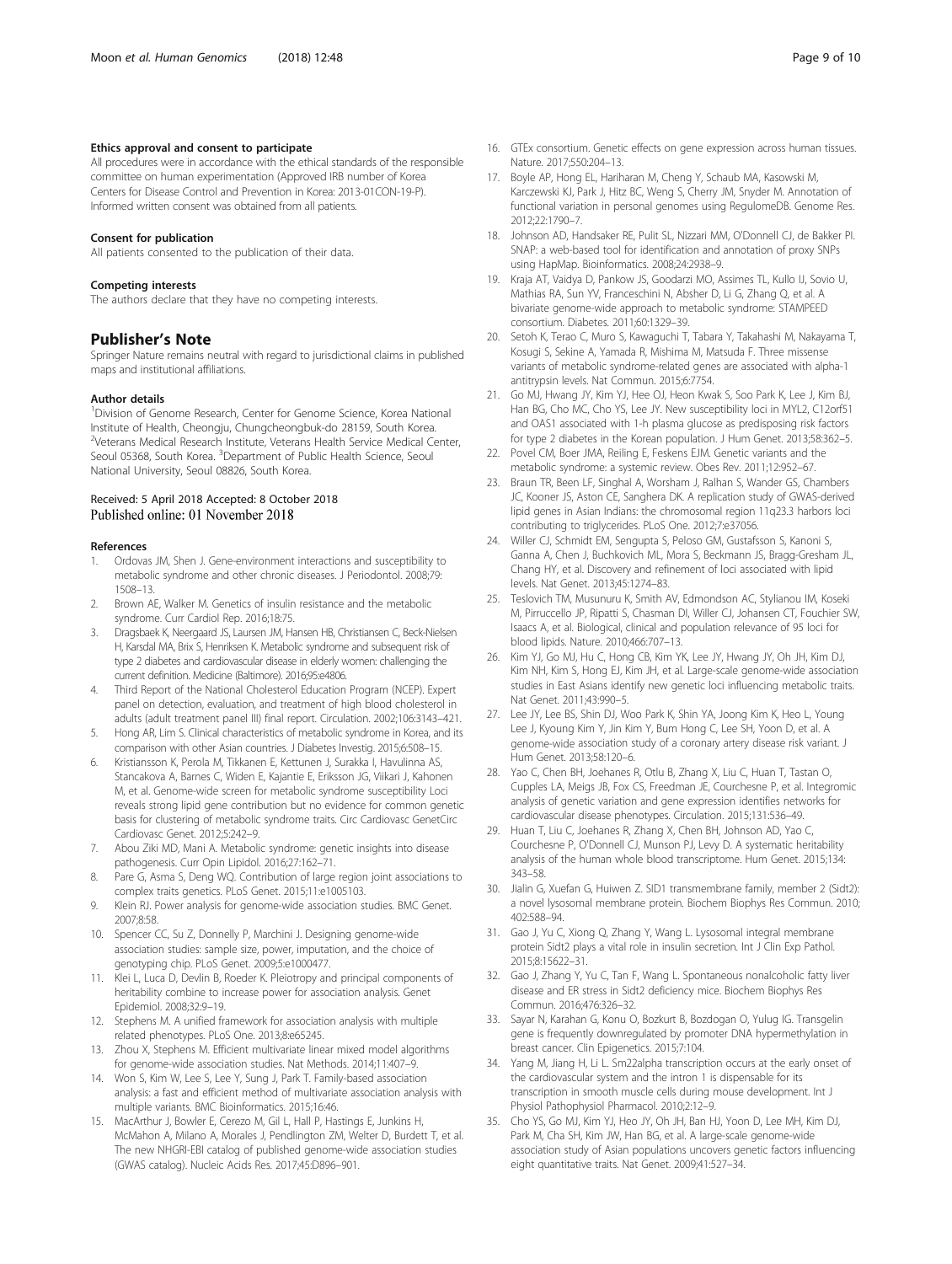#### Ethics approval and consent to participate

All procedures were in accordance with the ethical standards of the responsible committee on human experimentation (Approved IRB number of Korea Centers for Disease Control and Prevention in Korea: 2013-01CON-19-P). Informed written consent was obtained from all patients.

#### Consent for publication

All patients consented to the publication of their data.

#### Competing interests

The authors declare that they have no competing interests.

## Publisher's Note

Springer Nature remains neutral with regard to jurisdictional claims in published maps and institutional affiliations.

#### Author details

[1]Division of Genome Research, Center for Genome Science, Korea National Institute of Health, Cheongju, Chungcheongbuk-do 28159, South Korea. [2]Veterans Medical Research Institute, Veterans Health Service Medical Center, Seoul 05368, South Korea. [3]Department of Public Health Science, Seoul National University, Seoul 08826, South Korea.

Received: 5 April 2018 Accepted: 8 October 2018
Published online: 01 November 2018

#### References

1. Ordovas JM, Shen J. Gene-environment interactions and susceptibility to metabolic syndrome and other chronic diseases. J Periodontol. 2008;79: 1508–13.
2. Brown AE, Walker M. Genetics of insulin resistance and the metabolic syndrome. Curr Cardiol Rep. 2016;18:75.
3. Dragsbaek K, Neergaard JS, Laursen JM, Hansen HB, Christiansen C, Beck-Nielsen H, Karsdal MA, Brix S, Henriksen K. Metabolic syndrome and subsequent risk of type 2 diabetes and cardiovascular disease in elderly women: challenging the current definition. Medicine (Baltimore). 2016;95:e4806.
4. Third Report of the National Cholesterol Education Program (NCEP). Expert panel on detection, evaluation, and treatment of high blood cholesterol in adults (adult treatment panel III) final report. Circulation. 2002;106:3143–421.
5. Hong AR, Lim S. Clinical characteristics of metabolic syndrome in Korea, and its comparison with other Asian countries. J Diabetes Investig. 2015;6:508–15.
6. Kristiansson K, Perola M, Tikkanen E, Kettunen J, Surakka I, Havulinna AS, Stancakova A, Barnes C, Widen E, Kajantie E, Eriksson JG, Viikari J, Kahonen M, et al. Genome-wide screen for metabolic syndrome susceptibility Loci reveals strong lipid gene contribution but no evidence for common genetic basis for clustering of metabolic syndrome traits. Circ Cardiovasc GenetCirc Cardiovasc Genet. 2012;5:242–9.
7. Abou Ziki MD, Mani A. Metabolic syndrome: genetic insights into disease pathogenesis. Curr Opin Lipidol. 2016;27:162–71.
8. Pare G, Asma S, Deng WQ. Contribution of large region joint associations to complex traits genetics. PLoS Genet. 2015;11:e1005103.
9. Klein RJ. Power analysis for genome-wide association studies. BMC Genet. 2007;8:58.
10. Spencer CC, Su Z, Donnelly P, Marchini J. Designing genome-wide association studies: sample size, power, imputation, and the choice of genotyping chip. PLoS Genet. 2009;5:e1000477.
11. Klei L, Luca D, Devlin B, Roeder K. Pleiotropy and principal components of heritability combine to increase power for association analysis. Genet Epidemiol. 2008;32:9–19.
12. Stephens M. A unified framework for association analysis with multiple related phenotypes. PLoS One. 2013;8:e65245.
13. Zhou X, Stephens M. Efficient multivariate linear mixed model algorithms for genome-wide association studies. Nat Methods. 2014;11:407–9.
14. Won S, Kim W, Lee S, Lee Y, Sung J, Park T. Family-based association analysis: a fast and efficient method of multivariate association analysis with multiple variants. BMC Bioinformatics. 2015;16:46.
15. MacArthur J, Bowler E, Cerezo M, Gil L, Hall P, Hastings E, Junkins H, McMahon A, Milano A, Morales J, Pendlington ZM, Welter D, Burdett T, et al. The new NHGRI-EBI catalog of published genome-wide association studies (GWAS catalog). Nucleic Acids Res. 2017;45:D896–901.
16. GTEx consortium. Genetic effects on gene expression across human tissues. Nature. 2017;550:204–13.
17. Boyle AP, Hong EL, Hariharan M, Cheng Y, Schaub MA, Kasowski M, Karczewski KJ, Park J, Hitz BC, Weng S, Cherry JM, Snyder M. Annotation of functional variation in personal genomes using RegulomeDB. Genome Res. 2012;22:1790–7.
18. Johnson AD, Handsaker RE, Pulit SL, Nizzari MM, O'Donnell CJ, de Bakker PI. SNAP: a web-based tool for identification and annotation of proxy SNPs using HapMap. Bioinformatics. 2008;24:2938–9.
19. Kraja AT, Vaidya D, Pankow JS, Goodarzi MO, Assimes TL, Kullo IJ, Sovio U, Mathias RA, Sun YV, Franceschini N, Absher D, Li G, Zhang Q, et al. A bivariate genome-wide approach to metabolic syndrome: STAMPEED consortium. Diabetes. 2011;60:1329–39.
20. Setoh K, Terao C, Muro S, Kawaguchi T, Tabara Y, Takahashi M, Nakayama T, Kosugi S, Sekine A, Yamada R, Mishima M, Matsuda F. Three missense variants of metabolic syndrome-related genes are associated with alpha-1 antitrypsin levels. Nat Commun. 2015;6:7754.
21. Go MJ, Hwang JY, Kim YJ, Hee OJ, Heon Kwak S, Soo Park K, Lee J, Kim BJ, Han BG, Cho MC, Cho YS, Lee JY. New susceptibility loci in MYL2, C12orf51 and OAS1 associated with 1-h plasma glucose as predisposing risk factors for type 2 diabetes in the Korean population. J Hum Genet. 2013;58:362–5.
22. Povel CM, Boer JMA, Reiling E, Feskens EJM. Genetic variants and the metabolic syndrome: a systemic review. Obes Rev. 2011;12:952–67.
23. Braun TR, Been LF, Singhal A, Worsham J, Ralhan S, Wander GS, Chambers JC, Kooner JS, Aston CE, Sanghera DK. A replication study of GWAS-derived lipid genes in Asian Indians: the chromosomal region 11q23.3 harbors loci contributing to triglycerides. PLoS One. 2012;7:e37056.
24. Willer CJ, Schmidt EM, Sengupta S, Peloso GM, Gustafsson S, Kanoni S, Ganna A, Chen J, Buchkovich ML, Mora S, Beckmann JS, Bragg-Gresham JL, Chang HY, et al. Discovery and refinement of loci associated with lipid levels. Nat Genet. 2013;45:1274–83.
25. Teslovich TM, Musunuru K, Smith AV, Edmondson AC, Stylianou IM, Koseki M, Pirruccello JP, Ripatti S, Chasman DI, Willer CJ, Johansen CT, Fouchier SW, Isaacs A, et al. Biological, clinical and population relevance of 95 loci for blood lipids. Nature. 2010;466:707–13.
26. Kim YJ, Go MJ, Hu C, Hong CB, Kim YK, Lee JY, Hwang JY, Oh JH, Kim DJ, Kim NH, Kim S, Hong EJ, Kim JH, et al. Large-scale genome-wide association studies in East Asians identify new genetic loci influencing metabolic traits. Nat Genet. 2011;43:990–5.
27. Lee JY, Lee BS, Shin DJ, Woo Park K, Shin YA, Joong Kim K, Heo L, Young Lee J, Kyoung Kim Y, Jin Kim Y, Bum Hong C, Lee SH, Yoon D, et al. A genome-wide association study of a coronary artery disease risk variant. J Hum Genet. 2013;58:120–6.
28. Yao C, Chen BH, Joehanes R, Otlu B, Zhang X, Liu C, Huan T, Tastan O, Cupples LA, Meigs JB, Fox CS, Freedman JE, Courchesne P, et al. Integromic analysis of genetic variation and gene expression identifies networks for cardiovascular disease phenotypes. Circulation. 2015;131:536–49.
29. Huan T, Liu C, Joehanes R, Zhang X, Chen BH, Johnson AD, Yao C, Courchesne P, O'Donnell CJ, Munson PJ, Levy D. A systematic heritability analysis of the human whole blood transcriptome. Hum Genet. 2015;134: 343–58.
30. Jialin G, Xuefan G, Huiwen Z. SID1 transmembrane family, member 2 (Sidt2): a novel lysosomal membrane protein. Biochem Biophys Res Commun. 2010; 402:588–94.
31. Gao J, Yu C, Xiong Q, Zhang Y, Wang L. Lysosomal integral membrane protein Sidt2 plays a vital role in insulin secretion. Int J Clin Exp Pathol. 2015;8:15622–31.
32. Gao J, Zhang Y, Yu C, Tan F, Wang L. Spontaneous nonalcoholic fatty liver disease and ER stress in Sidt2 deficiency mice. Biochem Biophys Res Commun. 2016;476:326–32.
33. Sayar N, Karahan G, Konu O, Bozkurt B, Bozdogan O, Yulug IG. Transgelin gene is frequently downregulated by promoter DNA hypermethylation in breast cancer. Clin Epigenetics. 2015;7:104.
34. Yang M, Jiang H, Li L. Sm22alpha transcription occurs at the early onset of the cardiovascular system and the intron 1 is dispensable for its transcription in smooth muscle cells during mouse development. Int J Physiol Pathophysiol Pharmacol. 2010;2:12–9.
35. Cho YS, Go MJ, Kim YJ, Heo JY, Oh JH, Ban HJ, Yoon D, Lee MH, Kim DJ, Park M, Cha SH, Kim JW, Han BG, et al. A large-scale genome-wide association study of Asian populations uncovers genetic factors influencing eight quantitative traits. Nat Genet. 2009;41:527–34.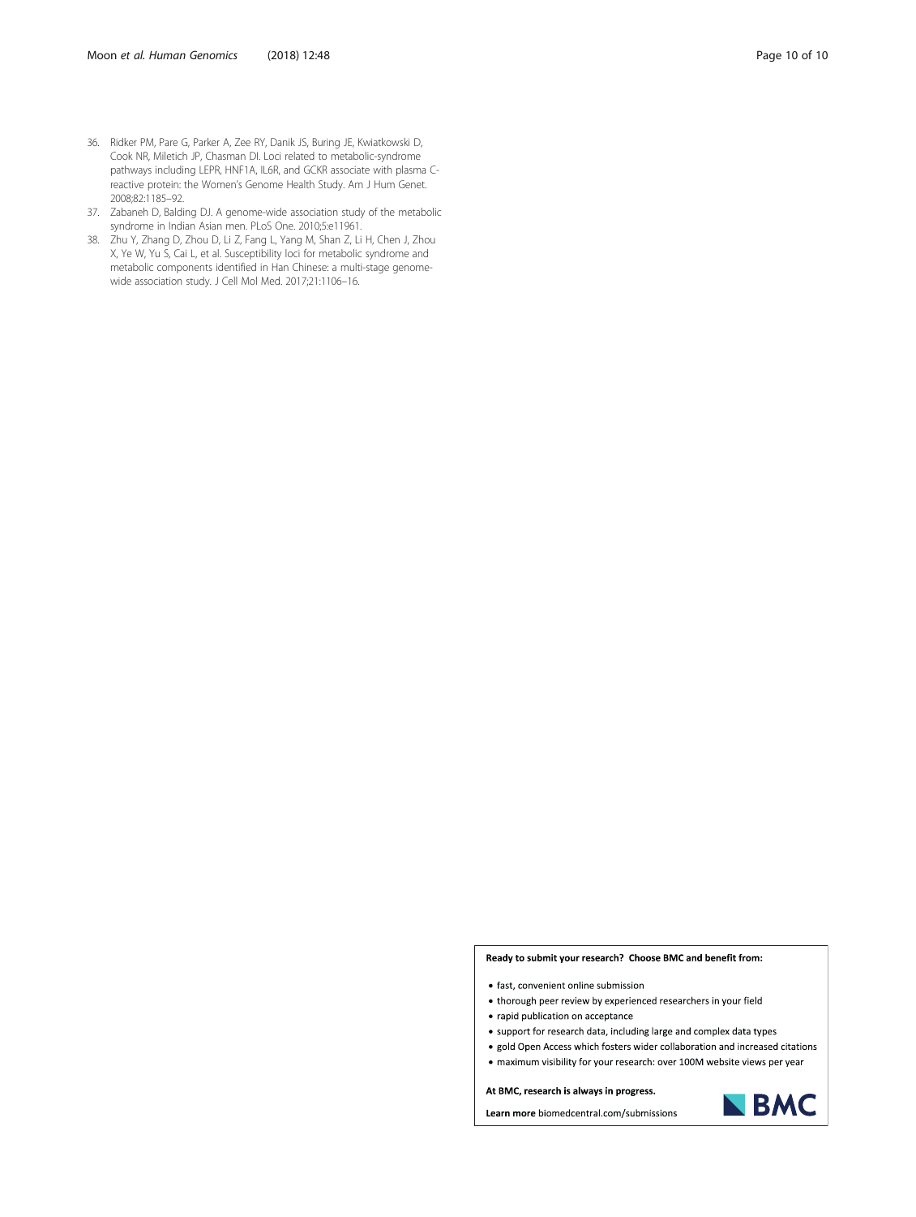36. Ridker PM, Pare G, Parker A, Zee RY, Danik JS, Buring JE, Kwiatkowski D, Cook NR, Miletich JP, Chasman DI. Loci related to metabolic-syndrome pathways including LEPR, HNF1A, IL6R, and GCKR associate with plasma C-reactive protein: the Women's Genome Health Study. Am J Hum Genet. 2008;82:1185–92.
37. Zabaneh D, Balding DJ. A genome-wide association study of the metabolic syndrome in Indian Asian men. PLoS One. 2010;5:e11961.
38. Zhu Y, Zhang D, Zhou D, Li Z, Fang L, Yang M, Shan Z, Li H, Chen J, Zhou X, Ye W, Yu S, Cai L, et al. Susceptibility loci for metabolic syndrome and metabolic components identified in Han Chinese: a multi-stage genome-wide association study. J Cell Mol Med. 2017;21:1106–16.

**Ready to submit your research? Choose BMC and benefit from:**

- fast, convenient online submission
- thorough peer review by experienced researchers in your field
- rapid publication on acceptance
- support for research data, including large and complex data types
- gold Open Access which fosters wider collaboration and increased citations
- maximum visibility for your research: over 100M website views per year

**At BMC, research is always in progress.**

**Learn more** biomedcentral.com/submissions

BMC